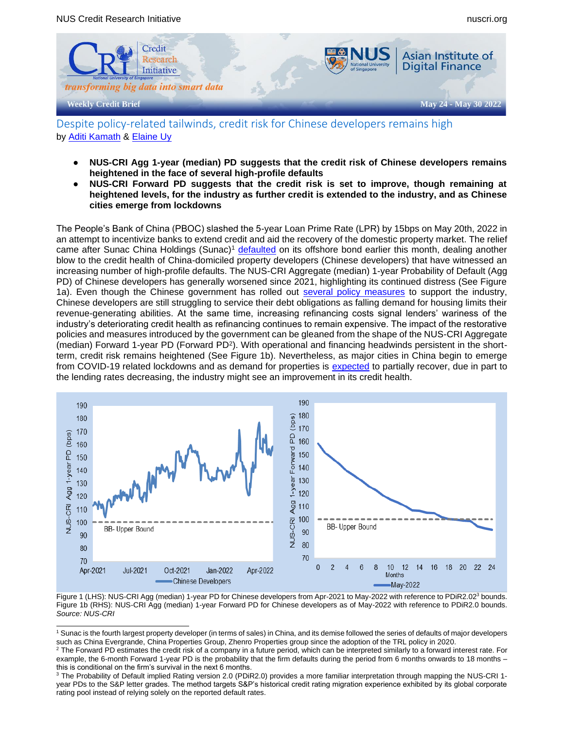NUS Credit Research Initiative

Weekly Credit Brief — May 24 - May 30 2022

# Despite policy-related tailwinds, credit risk for Chinese developers remains high

by Aditi Kamath & Elaine Uy

- **NUS-CRI Agg 1-year (median) PD suggests that the credit risk of Chinese developers remains heightened in the face of several high-profile defaults**
- **NUS-CRI Forward PD suggests that the credit risk is set to improve, though remaining at heightened levels, for the industry as further credit is extended to the industry, and as Chinese cities emerge from lockdowns**

The People's Bank of China (PBOC) slashed the 5-year Loan Prime Rate (LPR) by 15bps on May 20th, 2022 in an attempt to incentivize banks to extend credit and aid the recovery of the domestic property market. The relief came after Sunac China Holdings (Sunac)[1] defaulted on its offshore bond earlier this month, dealing another blow to the credit health of China-domiciled property developers (Chinese developers) that have witnessed an increasing number of high-profile defaults. The NUS-CRI Aggregate (median) 1-year Probability of Default (Agg PD) of Chinese developers has generally worsened since 2021, highlighting its continued distress (See Figure 1a). Even though the Chinese government has rolled out several policy measures to support the industry, Chinese developers are still struggling to service their debt obligations as falling demand for housing limits their revenue-generating abilities. At the same time, increasing refinancing costs signal lenders' wariness of the industry's deteriorating credit health as refinancing continues to remain expensive. The impact of the restorative policies and measures introduced by the government can be gleaned from the shape of the NUS-CRI Aggregate (median) Forward 1-year PD (Forward PD[2]). With operational and financing headwinds persistent in the short-term, credit risk remains heightened (See Figure 1b). Nevertheless, as major cities in China begin to emerge from COVID-19 related lockdowns and as demand for properties is expected to partially recover, due in part to the lending rates decreasing, the industry might see an improvement in its credit health.

Figure 1 (LHS): NUS-CRI Agg (median) 1-year PD for Chinese developers from Apr-2021 to May-2022 with reference to PDiR2.02[3] bounds. Figure 1b (RHS): NUS-CRI Agg (median) 1-year Forward PD for Chinese developers as of May-2022 with reference to PDiR2.0 bounds. *Source: NUS-CRI*

---

[1] Sunac is the fourth largest property developer (in terms of sales) in China, and its demise followed the series of defaults of major developers such as China Evergrande, China Properties Group, Zhenro Properties group since the adoption of the TRL policy in 2020.

[2] The Forward PD estimates the credit risk of a company in a future period, which can be interpreted similarly to a forward interest rate. For example, the 6-month Forward 1-year PD is the probability that the firm defaults during the period from 6 months onwards to 18 months – this is conditional on the firm's survival in the next 6 months.

[3] The Probability of Default implied Rating version 2.0 (PDiR2.0) provides a more familiar interpretation through mapping the NUS-CRI 1-year PDs to the S&P letter grades. The method targets S&P's historical credit rating migration experience exhibited by its global corporate rating pool instead of relying solely on the reported default rates.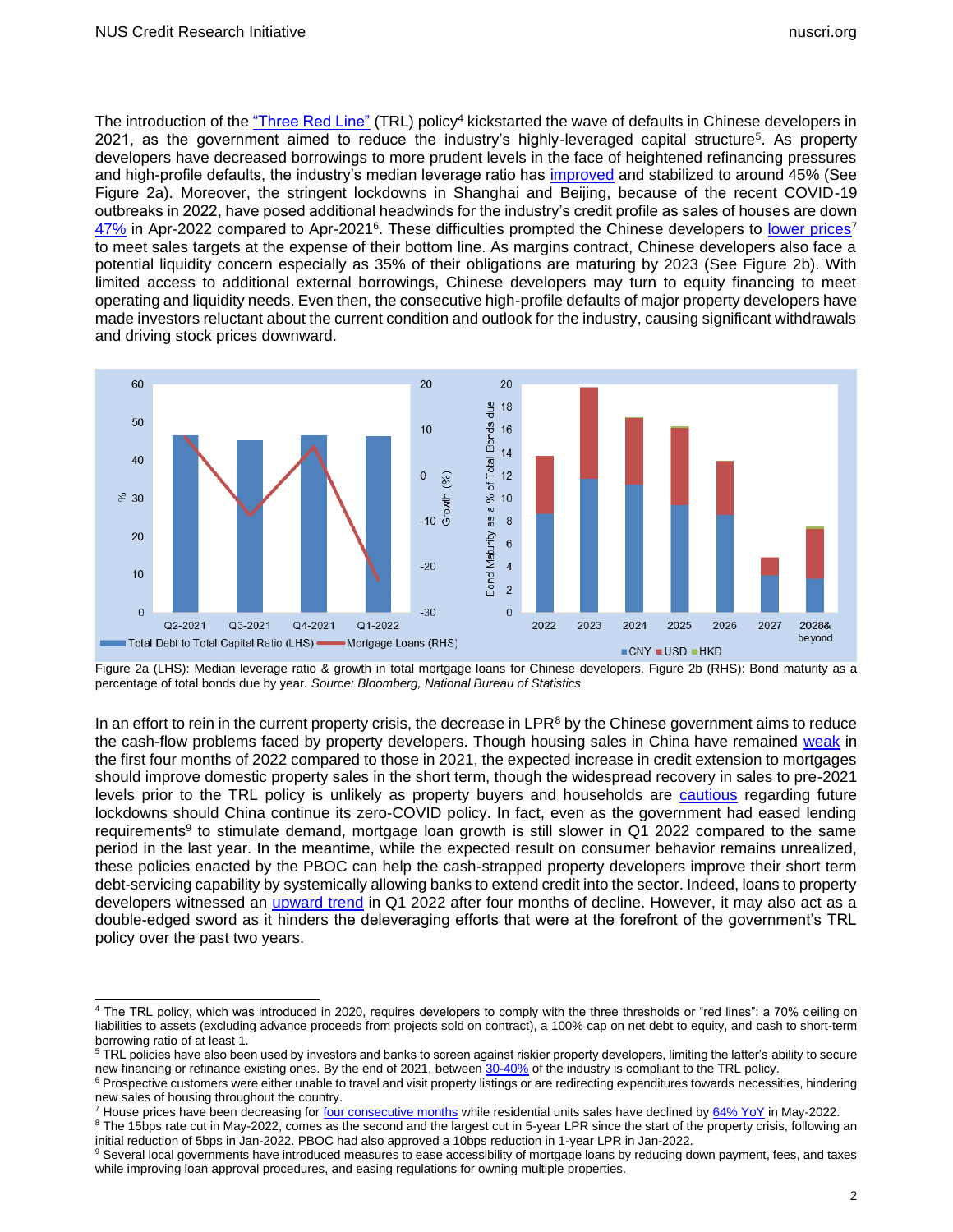The introduction of the "Three Red Line" (TRL) policy[4] kickstarted the wave of defaults in Chinese developers in 2021, as the government aimed to reduce the industry's highly-leveraged capital structure[5]. As property developers have decreased borrowings to more prudent levels in the face of heightened refinancing pressures and high-profile defaults, the industry's median leverage ratio has improved and stabilized to around 45% (See Figure 2a). Moreover, the stringent lockdowns in Shanghai and Beijing, because of the recent COVID-19 outbreaks in 2022, have posed additional headwinds for the industry's credit profile as sales of houses are down 47% in Apr-2022 compared to Apr-2021[6]. These difficulties prompted the Chinese developers to lower prices[7] to meet sales targets at the expense of their bottom line. As margins contract, Chinese developers also face a potential liquidity concern especially as 35% of their obligations are maturing by 2023 (See Figure 2b). With limited access to additional external borrowings, Chinese developers may turn to equity financing to meet operating and liquidity needs. Even then, the consecutive high-profile defaults of major property developers have made investors reluctant about the current condition and outlook for the industry, causing significant withdrawals and driving stock prices downward.

Figure 2a (LHS): Median leverage ratio & growth in total mortgage loans for Chinese developers. Figure 2b (RHS): Bond maturity as a percentage of total bonds due by year. *Source: Bloomberg, National Bureau of Statistics*

In an effort to rein in the current property crisis, the decrease in LPR[8] by the Chinese government aims to reduce the cash-flow problems faced by property developers. Though housing sales in China have remained weak in the first four months of 2022 compared to those in 2021, the expected increase in credit extension to mortgages should improve domestic property sales in the short term, though the widespread recovery in sales to pre-2021 levels prior to the TRL policy is unlikely as property buyers and households are cautious regarding future lockdowns should China continue its zero-COVID policy. In fact, even as the government had eased lending requirements[9] to stimulate demand, mortgage loan growth is still slower in Q1 2022 compared to the same period in the last year. In the meantime, while the expected result on consumer behavior remains unrealized, these policies enacted by the PBOC can help the cash-strapped property developers improve their short term debt-servicing capability by systemically allowing banks to extend credit into the sector. Indeed, loans to property developers witnessed an upward trend in Q1 2022 after four months of decline. However, it may also act as a double-edged sword as it hinders the deleveraging efforts that were at the forefront of the government's TRL policy over the past two years.

---

[4] The TRL policy, which was introduced in 2020, requires developers to comply with the three thresholds or "red lines": a 70% ceiling on liabilities to assets (excluding advance proceeds from projects sold on contract), a 100% cap on net debt to equity, and cash to short-term borrowing ratio of at least 1.

[5] TRL policies have also been used by investors and banks to screen against riskier property developers, limiting the latter's ability to secure new financing or refinance existing ones. By the end of 2021, between 30-40% of the industry is compliant to the TRL policy.

[6] Prospective customers were either unable to travel and visit property listings or are redirecting expenditures towards necessities, hindering new sales of housing throughout the country.

[7] House prices have been decreasing for four consecutive months while residential units sales have declined by 64% YoY in May-2022.

[8] The 15bps rate cut in May-2022, comes as the second and the largest cut in 5-year LPR since the start of the property crisis, following an initial reduction of 5bps in Jan-2022. PBOC had also approved a 10bps reduction in 1-year LPR in Jan-2022.

[9] Several local governments have introduced measures to ease accessibility of mortgage loans by reducing down payment, fees, and taxes while improving loan approval procedures, and easing regulations for owning multiple properties.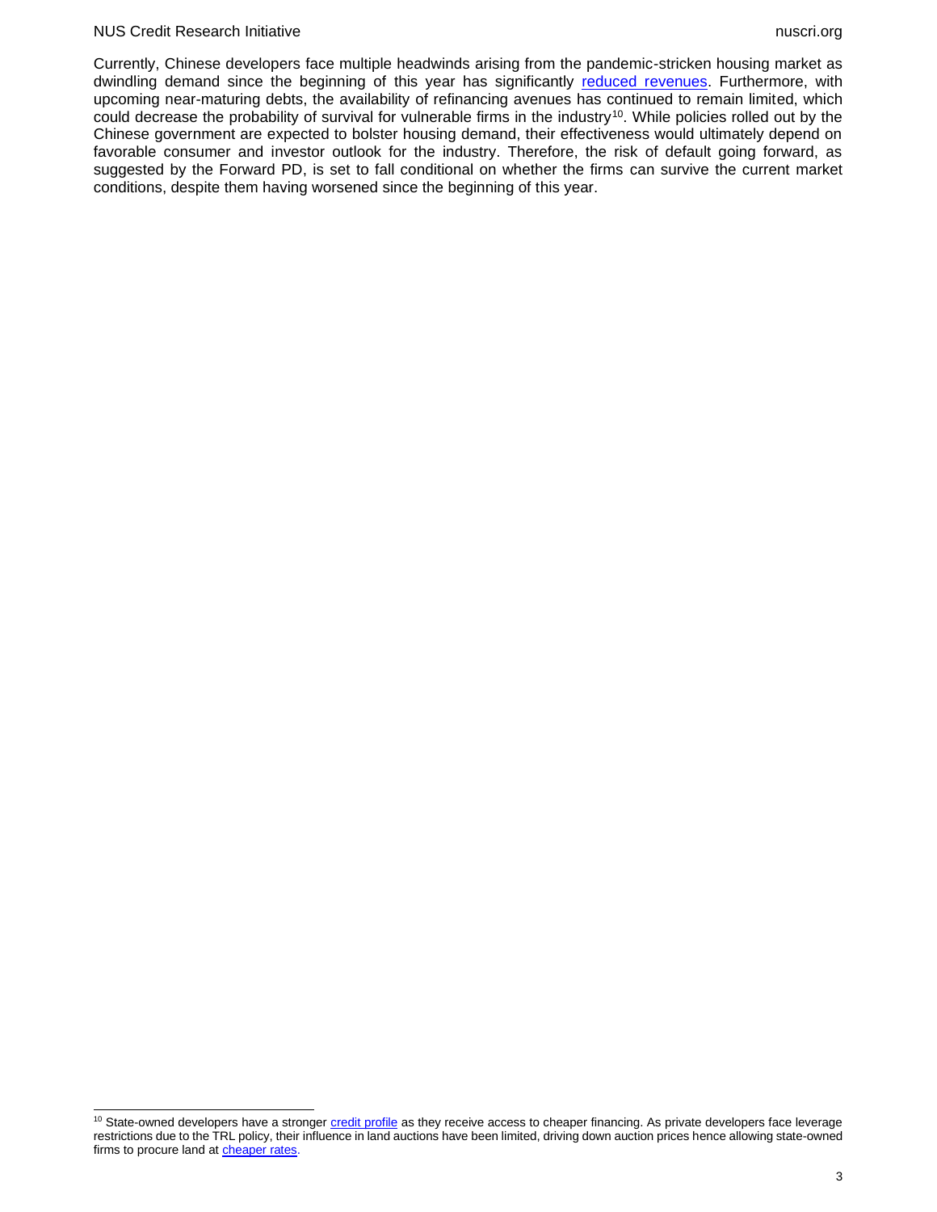Currently, Chinese developers face multiple headwinds arising from the pandemic-stricken housing market as dwindling demand since the beginning of this year has significantly reduced revenues. Furthermore, with upcoming near-maturing debts, the availability of refinancing avenues has continued to remain limited, which could decrease the probability of survival for vulnerable firms in the industry[10]. While policies rolled out by the Chinese government are expected to bolster housing demand, their effectiveness would ultimately depend on favorable consumer and investor outlook for the industry. Therefore, the risk of default going forward, as suggested by the Forward PD, is set to fall conditional on whether the firms can survive the current market conditions, despite them having worsened since the beginning of this year.

---

[10] State-owned developers have a stronger credit profile as they receive access to cheaper financing. As private developers face leverage restrictions due to the TRL policy, their influence in land auctions have been limited, driving down auction prices hence allowing state-owned firms to procure land at cheaper rates.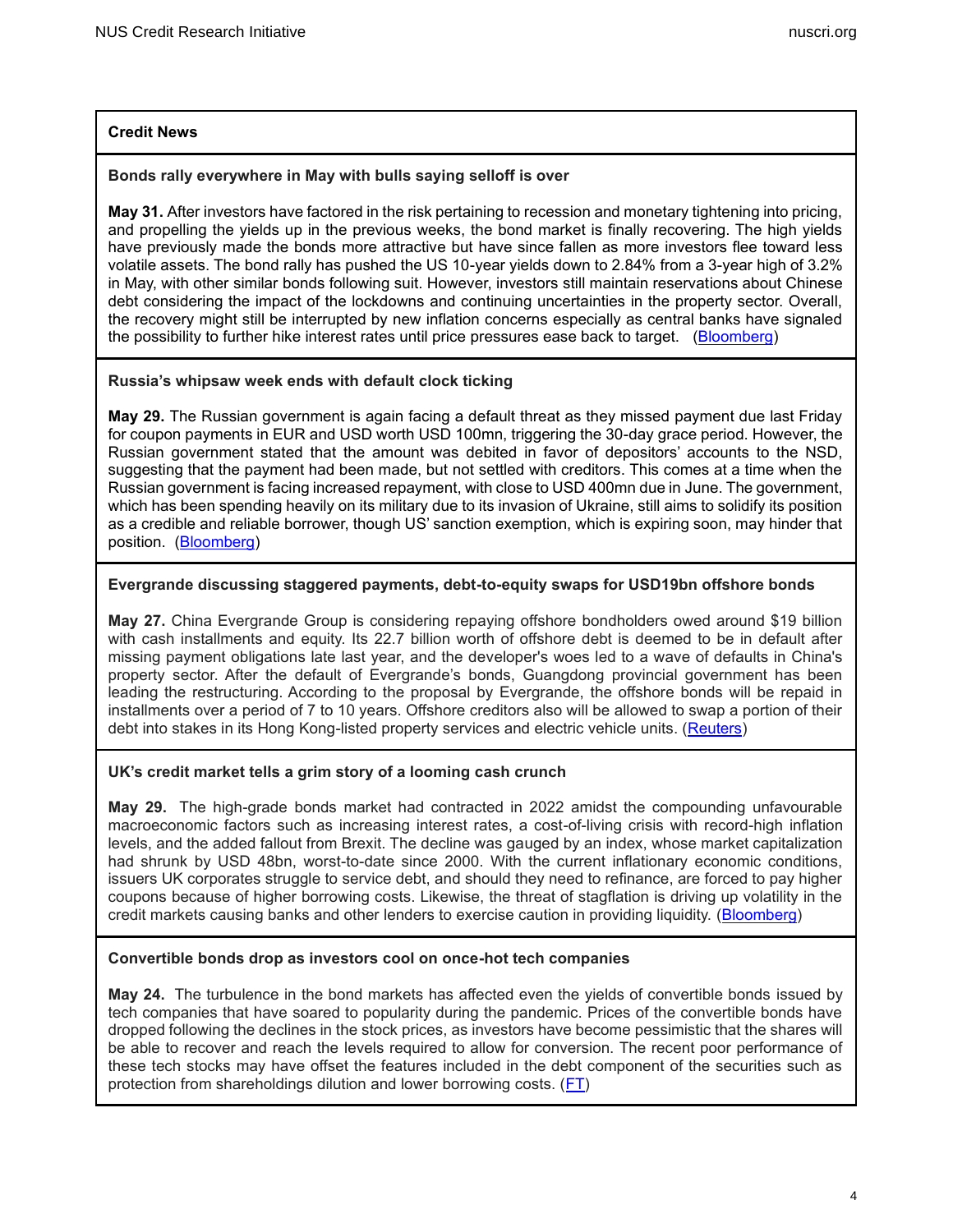## Credit News

### Bonds rally everywhere in May with bulls saying selloff is over

**May 31.** After investors have factored in the risk pertaining to recession and monetary tightening into pricing, and propelling the yields up in the previous weeks, the bond market is finally recovering. The high yields have previously made the bonds more attractive but have since fallen as more investors flee toward less volatile assets. The bond rally has pushed the US 10-year yields down to 2.84% from a 3-year high of 3.2% in May, with other similar bonds following suit. However, investors still maintain reservations about Chinese debt considering the impact of the lockdowns and continuing uncertainties in the property sector. Overall, the recovery might still be interrupted by new inflation concerns especially as central banks have signaled the possibility to further hike interest rates until price pressures ease back to target. (Bloomberg)

### Russia's whipsaw week ends with default clock ticking

**May 29.** The Russian government is again facing a default threat as they missed payment due last Friday for coupon payments in EUR and USD worth USD 100mn, triggering the 30-day grace period. However, the Russian government stated that the amount was debited in favor of depositors' accounts to the NSD, suggesting that the payment had been made, but not settled with creditors. This comes at a time when the Russian government is facing increased repayment, with close to USD 400mn due in June. The government, which has been spending heavily on its military due to its invasion of Ukraine, still aims to solidify its position as a credible and reliable borrower, though US' sanction exemption, which is expiring soon, may hinder that position. (Bloomberg)

### Evergrande discussing staggered payments, debt-to-equity swaps for USD19bn offshore bonds

**May 27.** China Evergrande Group is considering repaying offshore bondholders owed around $19 billion with cash installments and equity. Its 22.7 billion worth of offshore debt is deemed to be in default after missing payment obligations late last year, and the developer's woes led to a wave of defaults in China's property sector. After the default of Evergrande's bonds, Guangdong provincial government has been leading the restructuring. According to the proposal by Evergrande, the offshore bonds will be repaid in installments over a period of 7 to 10 years. Offshore creditors also will be allowed to swap a portion of their debt into stakes in its Hong Kong-listed property services and electric vehicle units. (Reuters)

### UK's credit market tells a grim story of a looming cash crunch

**May 29.** The high-grade bonds market had contracted in 2022 amidst the compounding unfavourable macroeconomic factors such as increasing interest rates, a cost-of-living crisis with record-high inflation levels, and the added fallout from Brexit. The decline was gauged by an index, whose market capitalization had shrunk by USD 48bn, worst-to-date since 2000. With the current inflationary economic conditions, issuers UK corporates struggle to service debt, and should they need to refinance, are forced to pay higher coupons because of higher borrowing costs. Likewise, the threat of stagflation is driving up volatility in the credit markets causing banks and other lenders to exercise caution in providing liquidity. (Bloomberg)

### Convertible bonds drop as investors cool on once-hot tech companies

**May 24.** The turbulence in the bond markets has affected even the yields of convertible bonds issued by tech companies that have soared to popularity during the pandemic. Prices of the convertible bonds have dropped following the declines in the stock prices, as investors have become pessimistic that the shares will be able to recover and reach the levels required to allow for conversion. The recent poor performance of these tech stocks may have offset the features included in the debt component of the securities such as protection from shareholdings dilution and lower borrowing costs. (FT)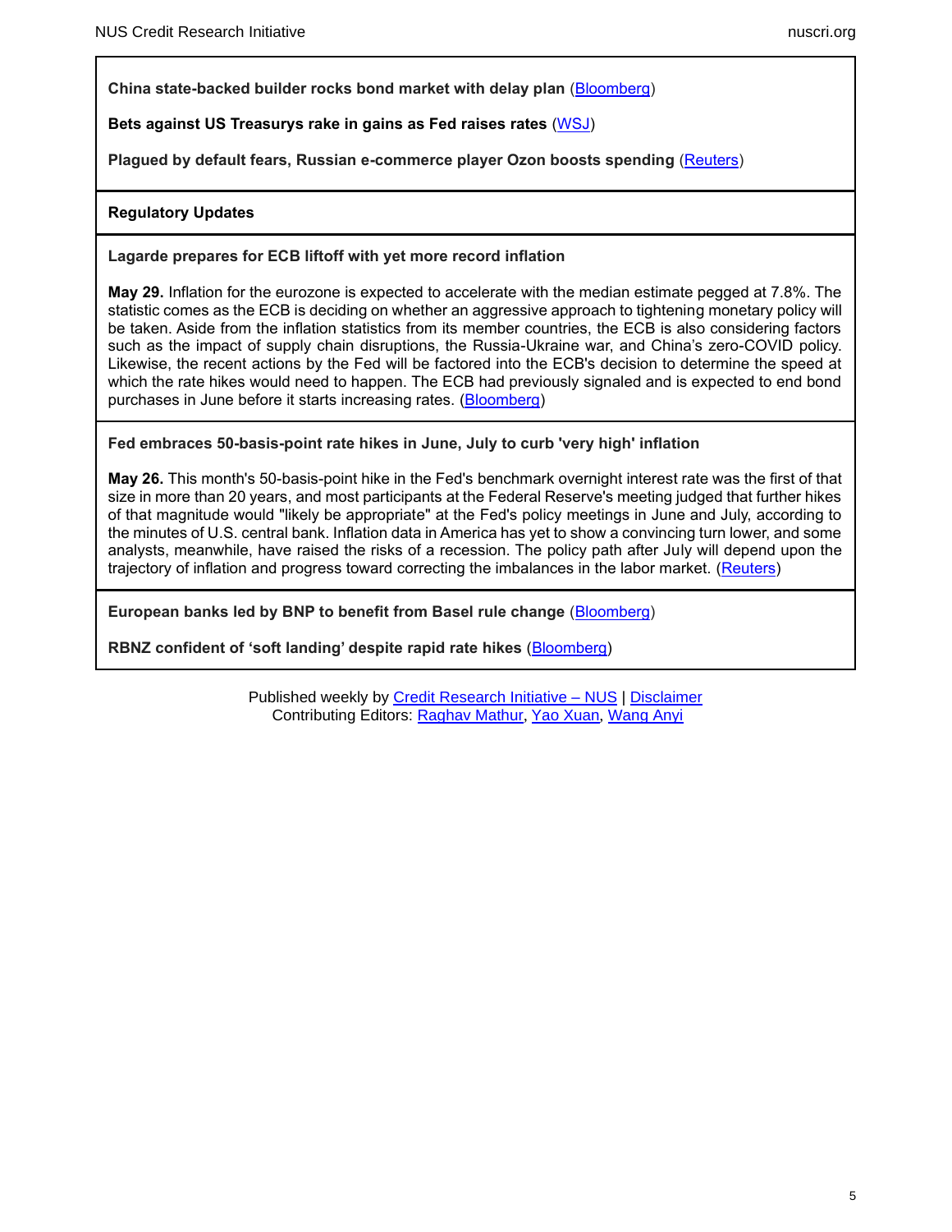**China state-backed builder rocks bond market with delay plan** ([Bloomberg](#))

**Bets against US Treasurys rake in gains as Fed raises rates** ([WSJ](#))

**Plagued by default fears, Russian e-commerce player Ozon boosts spending** ([Reuters](#))

## Regulatory Updates

**Lagarde prepares for ECB liftoff with yet more record inflation**

**May 29.** Inflation for the eurozone is expected to accelerate with the median estimate pegged at 7.8%. The statistic comes as the ECB is deciding on whether an aggressive approach to tightening monetary policy will be taken. Aside from the inflation statistics from its member countries, the ECB is also considering factors such as the impact of supply chain disruptions, the Russia-Ukraine war, and China's zero-COVID policy. Likewise, the recent actions by the Fed will be factored into the ECB's decision to determine the speed at which the rate hikes would need to happen. The ECB had previously signaled and is expected to end bond purchases in June before it starts increasing rates. ([Bloomberg](#))

**Fed embraces 50-basis-point rate hikes in June, July to curb 'very high' inflation**

**May 26.** This month's 50-basis-point hike in the Fed's benchmark overnight interest rate was the first of that size in more than 20 years, and most participants at the Federal Reserve's meeting judged that further hikes of that magnitude would "likely be appropriate" at the Fed's policy meetings in June and July, according to the minutes of U.S. central bank. Inflation data in America has yet to show a convincing turn lower, and some analysts, meanwhile, have raised the risks of a recession. The policy path after July will depend upon the trajectory of inflation and progress toward correcting the imbalances in the labor market. ([Reuters](#))

**European banks led by BNP to benefit from Basel rule change** ([Bloomberg](#))

**RBNZ confident of 'soft landing' despite rapid rate hikes** ([Bloomberg](#))

Published weekly by [Credit Research Initiative – NUS](#) | [Disclaimer](#)
Contributing Editors: [Raghav Mathur](#), [Yao Xuan](#), [Wang Anyi](#)